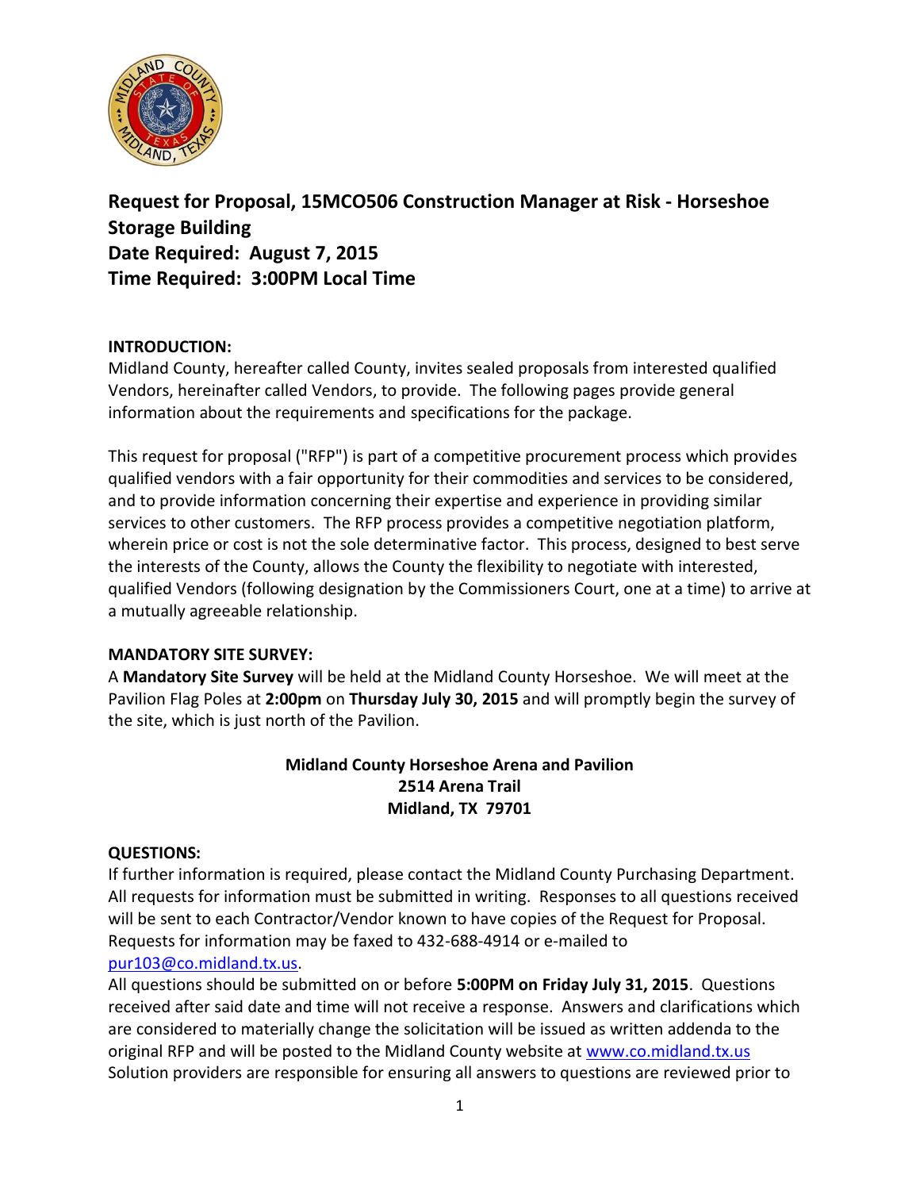# Request for Proposal, 15MCO506 Construction Manager at Risk - Horseshoe Storage Building

**Date Required: August 7, 2015**

**Time Required: 3:00PM Local Time**

**INTRODUCTION:**

Midland County, hereafter called County, invites sealed proposals from interested qualified Vendors, hereinafter called Vendors, to provide. The following pages provide general information about the requirements and specifications for the package.

This request for proposal ("RFP") is part of a competitive procurement process which provides qualified vendors with a fair opportunity for their commodities and services to be considered, and to provide information concerning their expertise and experience in providing similar services to other customers. The RFP process provides a competitive negotiation platform, wherein price or cost is not the sole determinative factor. This process, designed to best serve the interests of the County, allows the County the flexibility to negotiate with interested, qualified Vendors (following designation by the Commissioners Court, one at a time) to arrive at a mutually agreeable relationship.

**MANDATORY SITE SURVEY:**

A **Mandatory Site Survey** will be held at the Midland County Horseshoe. We will meet at the Pavilion Flag Poles at **2:00pm** on **Thursday July 30, 2015** and will promptly begin the survey of the site, which is just north of the Pavilion.

**Midland County Horseshoe Arena and Pavilion**
**2514 Arena Trail**
**Midland, TX 79701**

**QUESTIONS:**

If further information is required, please contact the Midland County Purchasing Department. All requests for information must be submitted in writing. Responses to all questions received will be sent to each Contractor/Vendor known to have copies of the Request for Proposal. Requests for information may be faxed to 432-688-4914 or e-mailed to pur103@co.midland.tx.us.

All questions should be submitted on or before **5:00PM on Friday July 31, 2015**. Questions received after said date and time will not receive a response. Answers and clarifications which are considered to materially change the solicitation will be issued as written addenda to the original RFP and will be posted to the Midland County website at www.co.midland.tx.us Solution providers are responsible for ensuring all answers to questions are reviewed prior to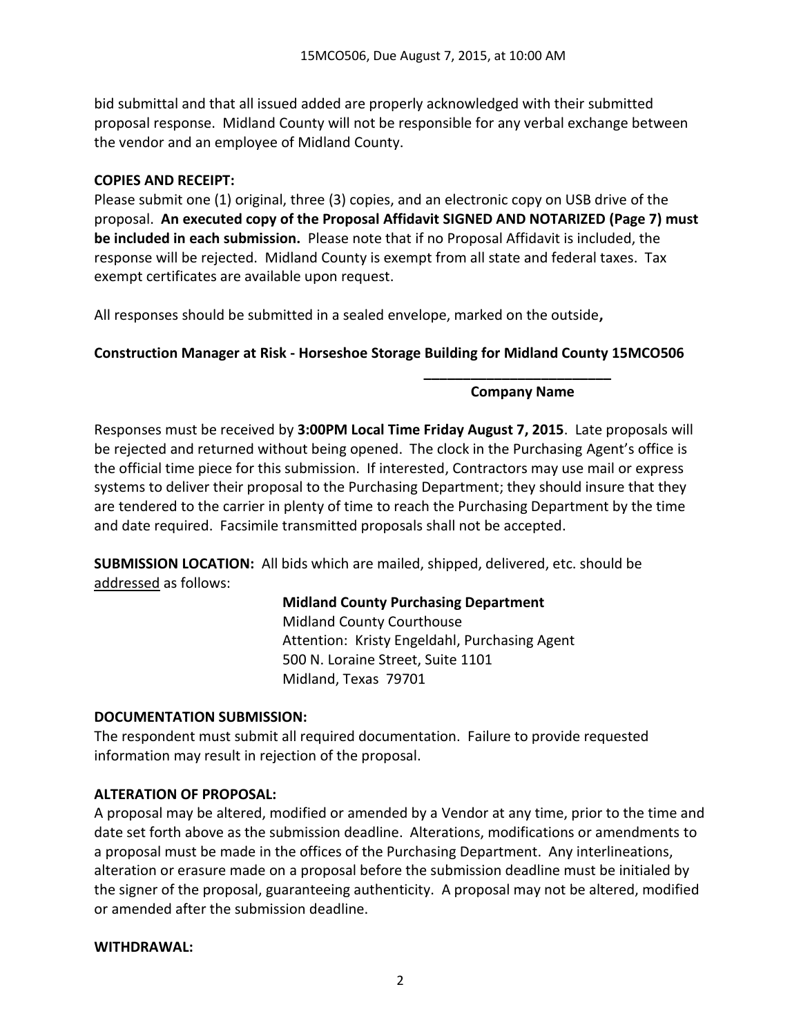bid submittal and that all issued added are properly acknowledged with their submitted proposal response. Midland County will not be responsible for any verbal exchange between the vendor and an employee of Midland County.

**COPIES AND RECEIPT:**

Please submit one (1) original, three (3) copies, and an electronic copy on USB drive of the proposal. **An executed copy of the Proposal Affidavit SIGNED AND NOTARIZED (Page 7) must be included in each submission.** Please note that if no Proposal Affidavit is included, the response will be rejected. Midland County is exempt from all state and federal taxes. Tax exempt certificates are available upon request.

All responses should be submitted in a sealed envelope, marked on the outside**,**

**Construction Manager at Risk - Horseshoe Storage Building for Midland County 15MCO506**

**________________________**
**Company Name**

Responses must be received by **3:00PM Local Time Friday August 7, 2015**. Late proposals will be rejected and returned without being opened. The clock in the Purchasing Agent's office is the official time piece for this submission. If interested, Contractors may use mail or express systems to deliver their proposal to the Purchasing Department; they should insure that they are tendered to the carrier in plenty of time to reach the Purchasing Department by the time and date required. Facsimile transmitted proposals shall not be accepted.

**SUBMISSION LOCATION:** All bids which are mailed, shipped, delivered, etc. should be addressed as follows:

**Midland County Purchasing Department**
Midland County Courthouse
Attention: Kristy Engeldahl, Purchasing Agent
500 N. Loraine Street, Suite 1101
Midland, Texas 79701

**DOCUMENTATION SUBMISSION:**

The respondent must submit all required documentation. Failure to provide requested information may result in rejection of the proposal.

**ALTERATION OF PROPOSAL:**

A proposal may be altered, modified or amended by a Vendor at any time, prior to the time and date set forth above as the submission deadline. Alterations, modifications or amendments to a proposal must be made in the offices of the Purchasing Department. Any interlineations, alteration or erasure made on a proposal before the submission deadline must be initialed by the signer of the proposal, guaranteeing authenticity. A proposal may not be altered, modified or amended after the submission deadline.

**WITHDRAWAL:**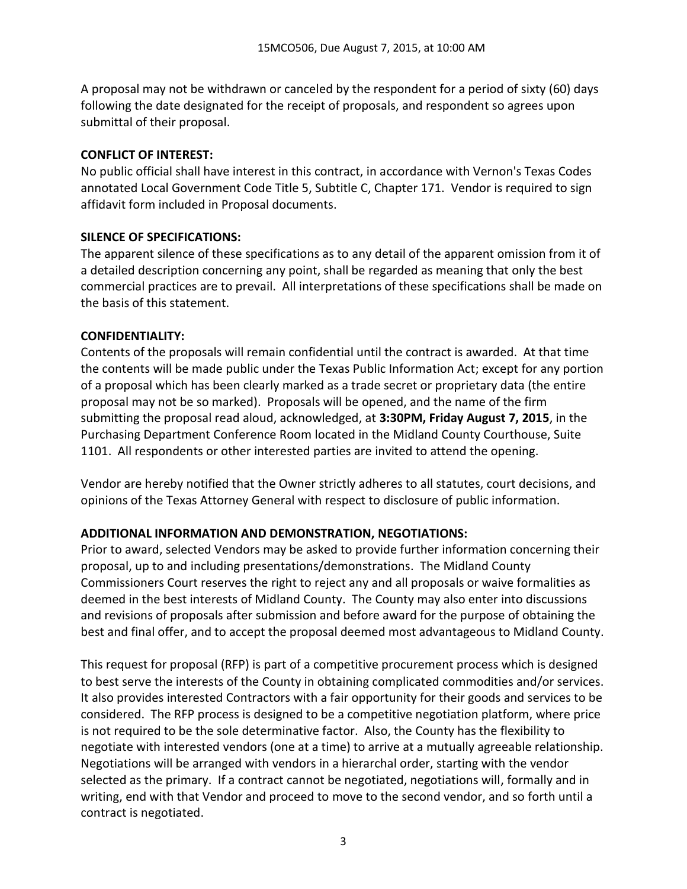A proposal may not be withdrawn or canceled by the respondent for a period of sixty (60) days following the date designated for the receipt of proposals, and respondent so agrees upon submittal of their proposal.

**CONFLICT OF INTEREST:**

No public official shall have interest in this contract, in accordance with Vernon's Texas Codes annotated Local Government Code Title 5, Subtitle C, Chapter 171. Vendor is required to sign affidavit form included in Proposal documents.

**SILENCE OF SPECIFICATIONS:**

The apparent silence of these specifications as to any detail of the apparent omission from it of a detailed description concerning any point, shall be regarded as meaning that only the best commercial practices are to prevail. All interpretations of these specifications shall be made on the basis of this statement.

**CONFIDENTIALITY:**

Contents of the proposals will remain confidential until the contract is awarded. At that time the contents will be made public under the Texas Public Information Act; except for any portion of a proposal which has been clearly marked as a trade secret or proprietary data (the entire proposal may not be so marked). Proposals will be opened, and the name of the firm submitting the proposal read aloud, acknowledged, at **3:30PM, Friday August 7, 2015**, in the Purchasing Department Conference Room located in the Midland County Courthouse, Suite 1101. All respondents or other interested parties are invited to attend the opening.

Vendor are hereby notified that the Owner strictly adheres to all statutes, court decisions, and opinions of the Texas Attorney General with respect to disclosure of public information.

**ADDITIONAL INFORMATION AND DEMONSTRATION, NEGOTIATIONS:**

Prior to award, selected Vendors may be asked to provide further information concerning their proposal, up to and including presentations/demonstrations. The Midland County Commissioners Court reserves the right to reject any and all proposals or waive formalities as deemed in the best interests of Midland County. The County may also enter into discussions and revisions of proposals after submission and before award for the purpose of obtaining the best and final offer, and to accept the proposal deemed most advantageous to Midland County.

This request for proposal (RFP) is part of a competitive procurement process which is designed to best serve the interests of the County in obtaining complicated commodities and/or services. It also provides interested Contractors with a fair opportunity for their goods and services to be considered. The RFP process is designed to be a competitive negotiation platform, where price is not required to be the sole determinative factor. Also, the County has the flexibility to negotiate with interested vendors (one at a time) to arrive at a mutually agreeable relationship. Negotiations will be arranged with vendors in a hierarchal order, starting with the vendor selected as the primary. If a contract cannot be negotiated, negotiations will, formally and in writing, end with that Vendor and proceed to move to the second vendor, and so forth until a contract is negotiated.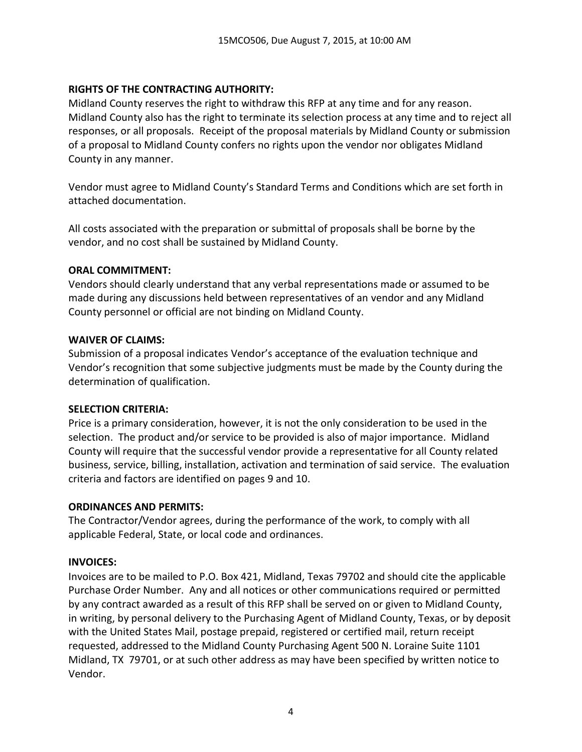**RIGHTS OF THE CONTRACTING AUTHORITY:**
Midland County reserves the right to withdraw this RFP at any time and for any reason. Midland County also has the right to terminate its selection process at any time and to reject all responses, or all proposals. Receipt of the proposal materials by Midland County or submission of a proposal to Midland County confers no rights upon the vendor nor obligates Midland County in any manner.

Vendor must agree to Midland County's Standard Terms and Conditions which are set forth in attached documentation.

All costs associated with the preparation or submittal of proposals shall be borne by the vendor, and no cost shall be sustained by Midland County.

**ORAL COMMITMENT:**
Vendors should clearly understand that any verbal representations made or assumed to be made during any discussions held between representatives of an vendor and any Midland County personnel or official are not binding on Midland County.

**WAIVER OF CLAIMS:**
Submission of a proposal indicates Vendor's acceptance of the evaluation technique and Vendor's recognition that some subjective judgments must be made by the County during the determination of qualification.

**SELECTION CRITERIA:**
Price is a primary consideration, however, it is not the only consideration to be used in the selection. The product and/or service to be provided is also of major importance. Midland County will require that the successful vendor provide a representative for all County related business, service, billing, installation, activation and termination of said service. The evaluation criteria and factors are identified on pages 9 and 10.

**ORDINANCES AND PERMITS:**
The Contractor/Vendor agrees, during the performance of the work, to comply with all applicable Federal, State, or local code and ordinances.

**INVOICES:**
Invoices are to be mailed to P.O. Box 421, Midland, Texas 79702 and should cite the applicable Purchase Order Number. Any and all notices or other communications required or permitted by any contract awarded as a result of this RFP shall be served on or given to Midland County, in writing, by personal delivery to the Purchasing Agent of Midland County, Texas, or by deposit with the United States Mail, postage prepaid, registered or certified mail, return receipt requested, addressed to the Midland County Purchasing Agent 500 N. Loraine Suite 1101 Midland, TX 79701, or at such other address as may have been specified by written notice to Vendor.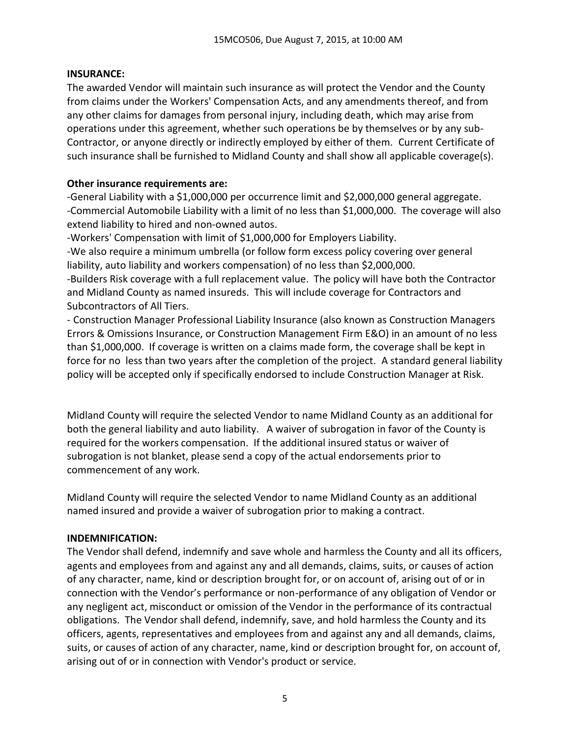**INSURANCE:**
The awarded Vendor will maintain such insurance as will protect the Vendor and the County from claims under the Workers' Compensation Acts, and any amendments thereof, and from any other claims for damages from personal injury, including death, which may arise from operations under this agreement, whether such operations be by themselves or by any sub-Contractor, or anyone directly or indirectly employed by either of them. Current Certificate of such insurance shall be furnished to Midland County and shall show all applicable coverage(s).

**Other insurance requirements are:**
-General Liability with a $1,000,000 per occurrence limit and $2,000,000 general aggregate.
-Commercial Automobile Liability with a limit of no less than $1,000,000. The coverage will also extend liability to hired and non-owned autos.
-Workers' Compensation with limit of $1,000,000 for Employers Liability.
-We also require a minimum umbrella (or follow form excess policy covering over general liability, auto liability and workers compensation) of no less than $2,000,000.
-Builders Risk coverage with a full replacement value. The policy will have both the Contractor and Midland County as named insureds. This will include coverage for Contractors and Subcontractors of All Tiers.
- Construction Manager Professional Liability Insurance (also known as Construction Managers Errors & Omissions Insurance, or Construction Management Firm E&O) in an amount of no less than $1,000,000. If coverage is written on a claims made form, the coverage shall be kept in force for no less than two years after the completion of the project. A standard general liability policy will be accepted only if specifically endorsed to include Construction Manager at Risk.

Midland County will require the selected Vendor to name Midland County as an additional for both the general liability and auto liability. A waiver of subrogation in favor of the County is required for the workers compensation. If the additional insured status or waiver of subrogation is not blanket, please send a copy of the actual endorsements prior to commencement of any work.

Midland County will require the selected Vendor to name Midland County as an additional named insured and provide a waiver of subrogation prior to making a contract.

**INDEMNIFICATION:**
The Vendor shall defend, indemnify and save whole and harmless the County and all its officers, agents and employees from and against any and all demands, claims, suits, or causes of action of any character, name, kind or description brought for, or on account of, arising out of or in connection with the Vendor's performance or non-performance of any obligation of Vendor or any negligent act, misconduct or omission of the Vendor in the performance of its contractual obligations. The Vendor shall defend, indemnify, save, and hold harmless the County and its officers, agents, representatives and employees from and against any and all demands, claims, suits, or causes of action of any character, name, kind or description brought for, on account of, arising out of or in connection with Vendor's product or service.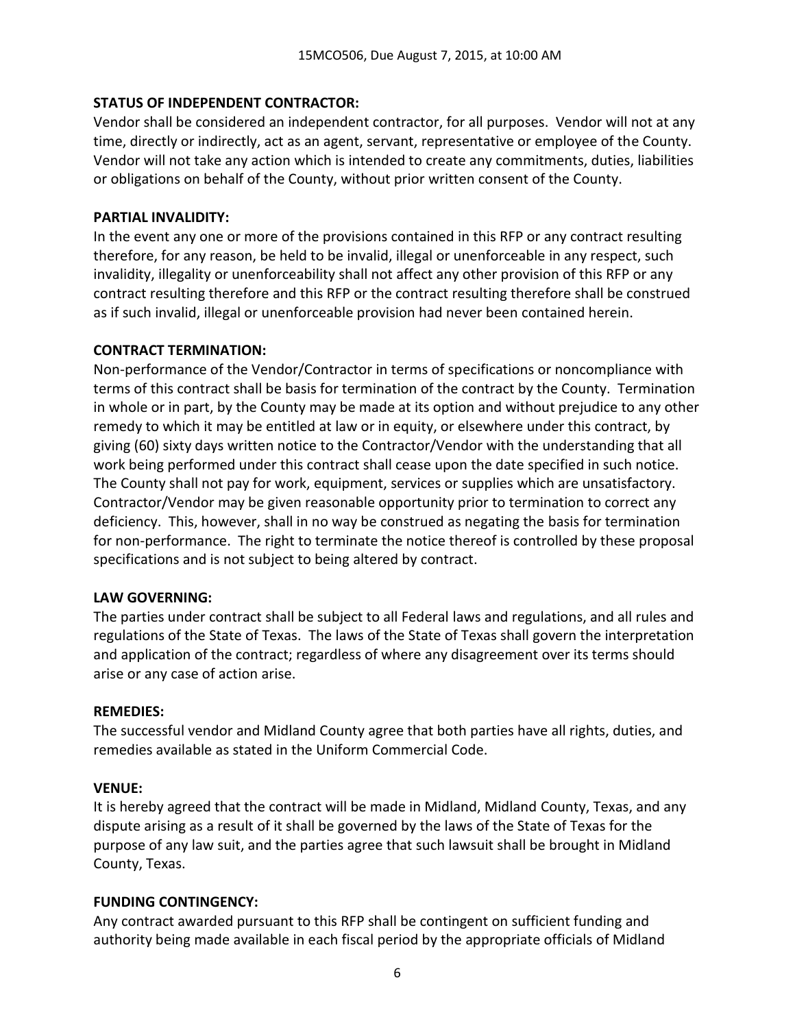**STATUS OF INDEPENDENT CONTRACTOR:**

Vendor shall be considered an independent contractor, for all purposes. Vendor will not at any time, directly or indirectly, act as an agent, servant, representative or employee of the County. Vendor will not take any action which is intended to create any commitments, duties, liabilities or obligations on behalf of the County, without prior written consent of the County.

**PARTIAL INVALIDITY:**

In the event any one or more of the provisions contained in this RFP or any contract resulting therefore, for any reason, be held to be invalid, illegal or unenforceable in any respect, such invalidity, illegality or unenforceability shall not affect any other provision of this RFP or any contract resulting therefore and this RFP or the contract resulting therefore shall be construed as if such invalid, illegal or unenforceable provision had never been contained herein.

**CONTRACT TERMINATION:**

Non-performance of the Vendor/Contractor in terms of specifications or noncompliance with terms of this contract shall be basis for termination of the contract by the County. Termination in whole or in part, by the County may be made at its option and without prejudice to any other remedy to which it may be entitled at law or in equity, or elsewhere under this contract, by giving (60) sixty days written notice to the Contractor/Vendor with the understanding that all work being performed under this contract shall cease upon the date specified in such notice. The County shall not pay for work, equipment, services or supplies which are unsatisfactory. Contractor/Vendor may be given reasonable opportunity prior to termination to correct any deficiency. This, however, shall in no way be construed as negating the basis for termination for non-performance. The right to terminate the notice thereof is controlled by these proposal specifications and is not subject to being altered by contract.

**LAW GOVERNING:**

The parties under contract shall be subject to all Federal laws and regulations, and all rules and regulations of the State of Texas. The laws of the State of Texas shall govern the interpretation and application of the contract; regardless of where any disagreement over its terms should arise or any case of action arise.

**REMEDIES:**

The successful vendor and Midland County agree that both parties have all rights, duties, and remedies available as stated in the Uniform Commercial Code.

**VENUE:**

It is hereby agreed that the contract will be made in Midland, Midland County, Texas, and any dispute arising as a result of it shall be governed by the laws of the State of Texas for the purpose of any law suit, and the parties agree that such lawsuit shall be brought in Midland County, Texas.

**FUNDING CONTINGENCY:**

Any contract awarded pursuant to this RFP shall be contingent on sufficient funding and authority being made available in each fiscal period by the appropriate officials of Midland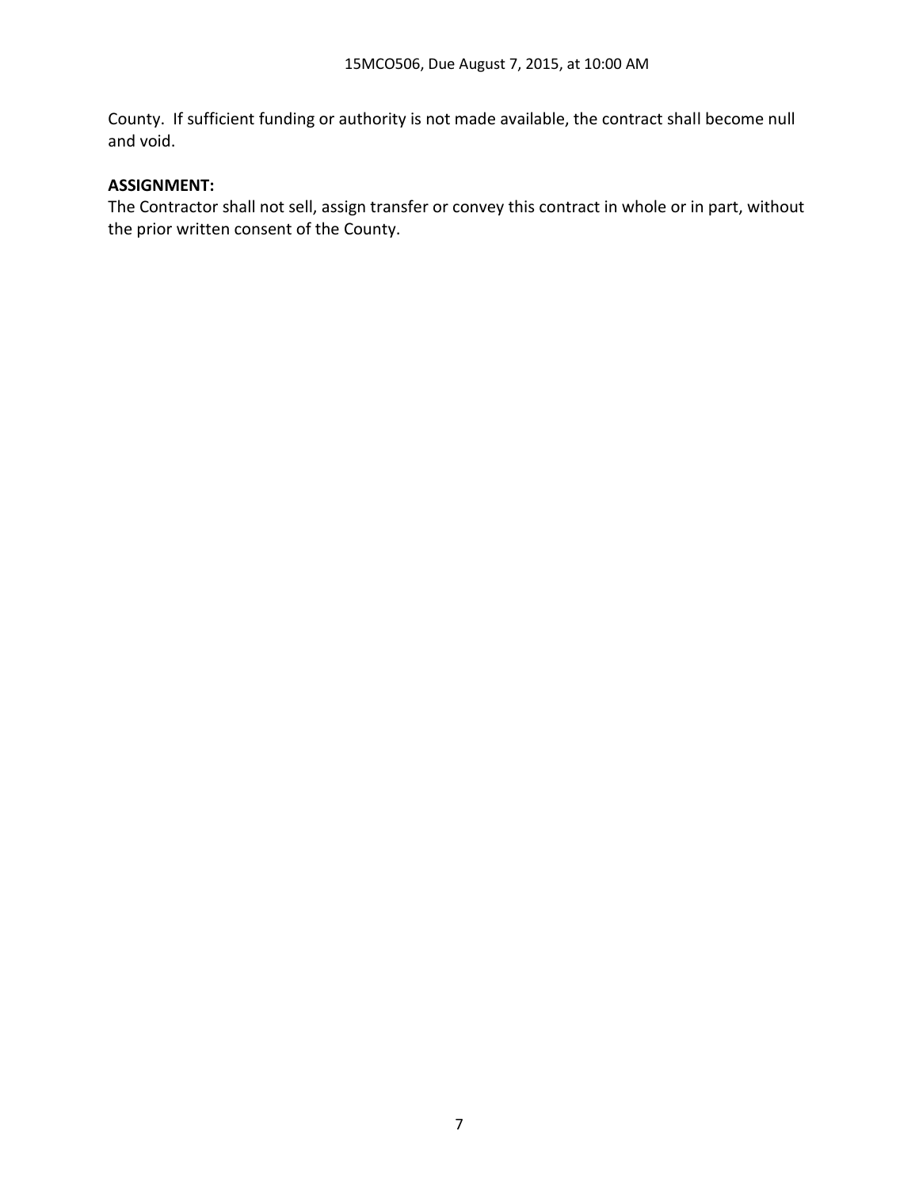County. If sufficient funding or authority is not made available, the contract shall become null and void.

**ASSIGNMENT:**

The Contractor shall not sell, assign transfer or convey this contract in whole or in part, without the prior written consent of the County.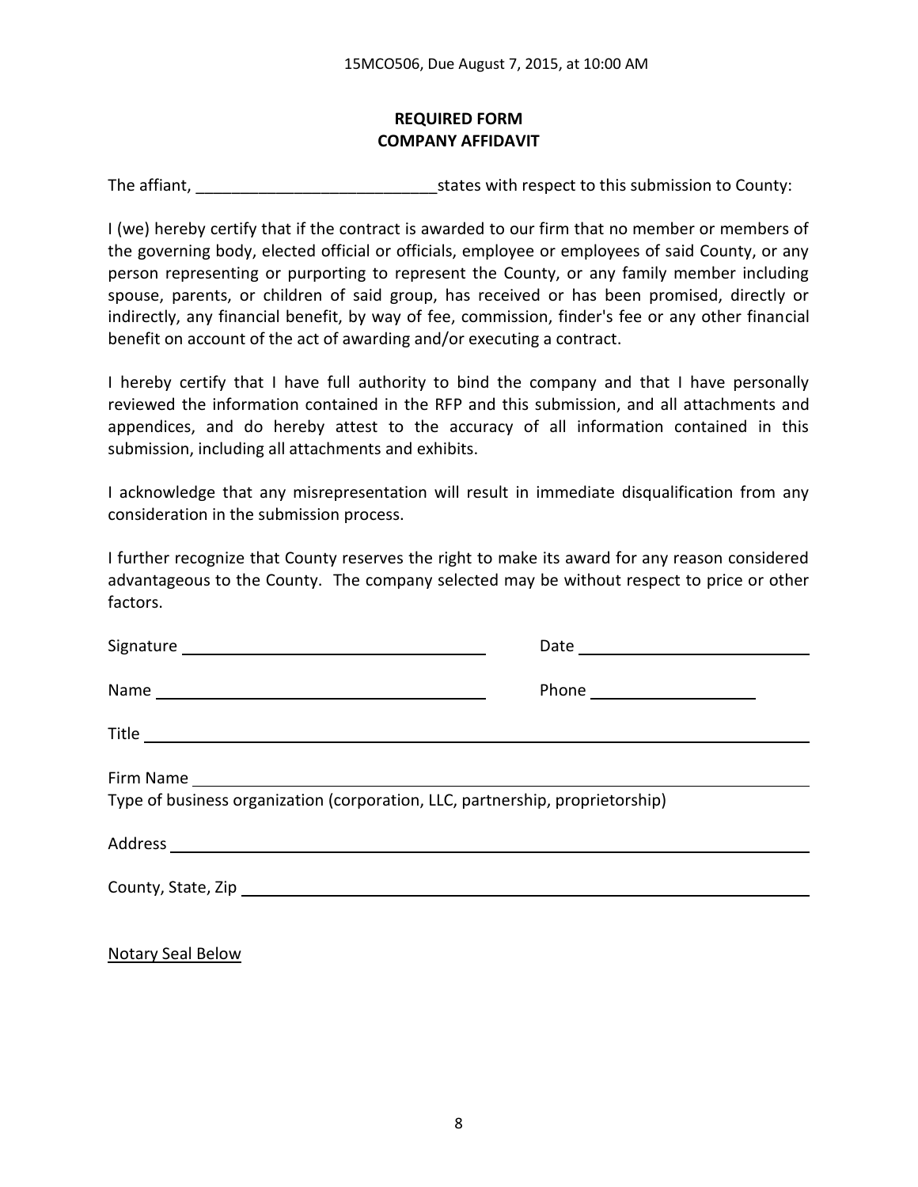15MCO506, Due August 7, 2015, at 10:00 AM

**REQUIRED FORM**
**COMPANY AFFIDAVIT**

The affiant, ___________________________states with respect to this submission to County:

I (we) hereby certify that if the contract is awarded to our firm that no member or members of the governing body, elected official or officials, employee or employees of said County, or any person representing or purporting to represent the County, or any family member including spouse, parents, or children of said group, has received or has been promised, directly or indirectly, any financial benefit, by way of fee, commission, finder's fee or any other financial benefit on account of the act of awarding and/or executing a contract.

I hereby certify that I have full authority to bind the company and that I have personally reviewed the information contained in the RFP and this submission, and all attachments and appendices, and do hereby attest to the accuracy of all information contained in this submission, including all attachments and exhibits.

I acknowledge that any misrepresentation will result in immediate disqualification from any consideration in the submission process.

I further recognize that County reserves the right to make its award for any reason considered advantageous to the County. The company selected may be without respect to price or other factors.

Signature ______________________________ Date ________________________

Name _________________________________ Phone ___________________

Title ______________________________________________________________

Firm Name _________________________________________________________
Type of business organization (corporation, LLC, partnership, proprietorship)

Address ___________________________________________________________

County, State, Zip ___________________________________________________

Notary Seal Below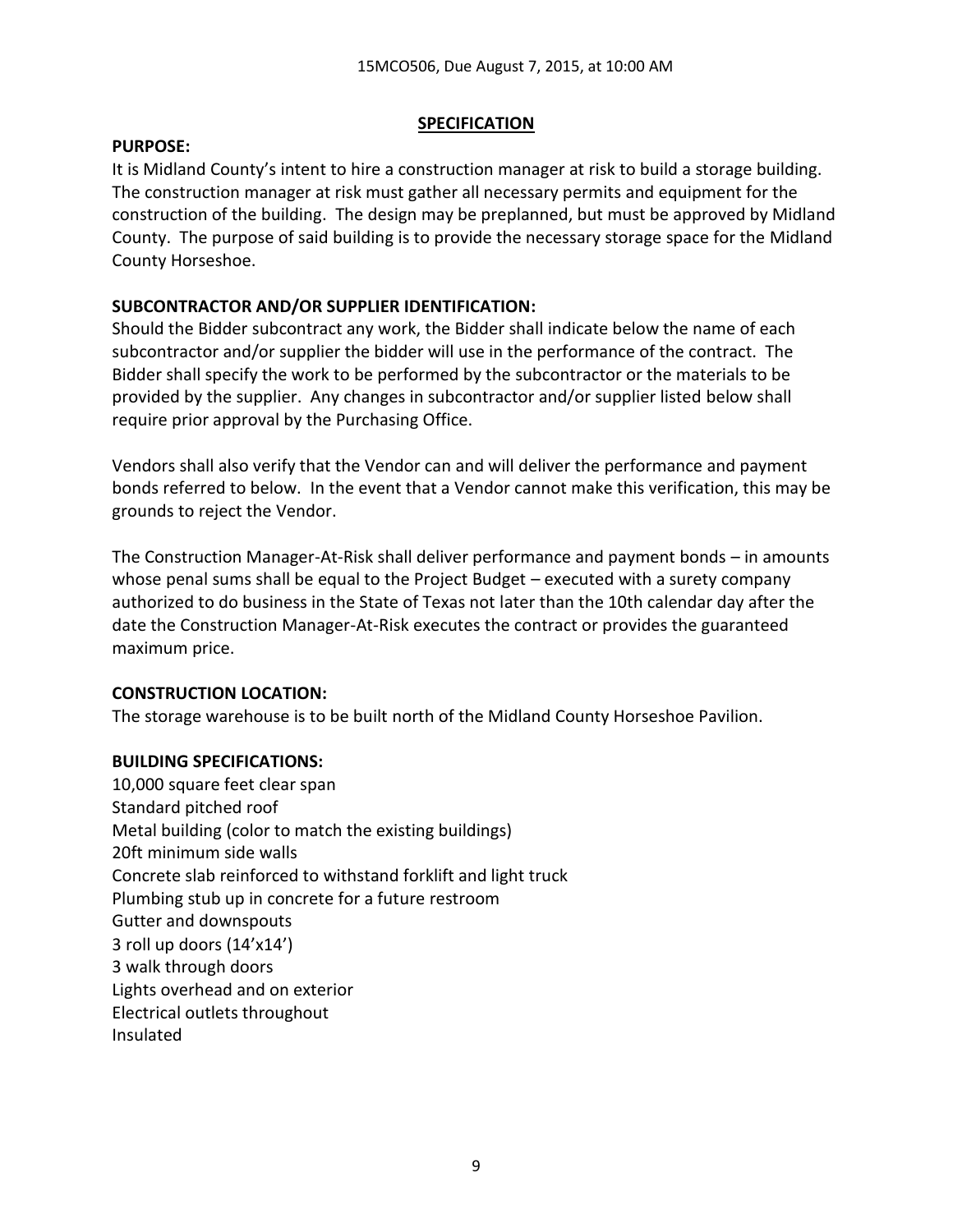## SPECIFICATION

**PURPOSE:**

It is Midland County's intent to hire a construction manager at risk to build a storage building. The construction manager at risk must gather all necessary permits and equipment for the construction of the building. The design may be preplanned, but must be approved by Midland County. The purpose of said building is to provide the necessary storage space for the Midland County Horseshoe.

**SUBCONTRACTOR AND/OR SUPPLIER IDENTIFICATION:**

Should the Bidder subcontract any work, the Bidder shall indicate below the name of each subcontractor and/or supplier the bidder will use in the performance of the contract. The Bidder shall specify the work to be performed by the subcontractor or the materials to be provided by the supplier. Any changes in subcontractor and/or supplier listed below shall require prior approval by the Purchasing Office.

Vendors shall also verify that the Vendor can and will deliver the performance and payment bonds referred to below. In the event that a Vendor cannot make this verification, this may be grounds to reject the Vendor.

The Construction Manager-At-Risk shall deliver performance and payment bonds – in amounts whose penal sums shall be equal to the Project Budget – executed with a surety company authorized to do business in the State of Texas not later than the 10th calendar day after the date the Construction Manager-At-Risk executes the contract or provides the guaranteed maximum price.

**CONSTRUCTION LOCATION:**

The storage warehouse is to be built north of the Midland County Horseshoe Pavilion.

**BUILDING SPECIFICATIONS:**

10,000 square feet clear span
Standard pitched roof
Metal building (color to match the existing buildings)
20ft minimum side walls
Concrete slab reinforced to withstand forklift and light truck
Plumbing stub up in concrete for a future restroom
Gutter and downspouts
3 roll up doors (14'x14')
3 walk through doors
Lights overhead and on exterior
Electrical outlets throughout
Insulated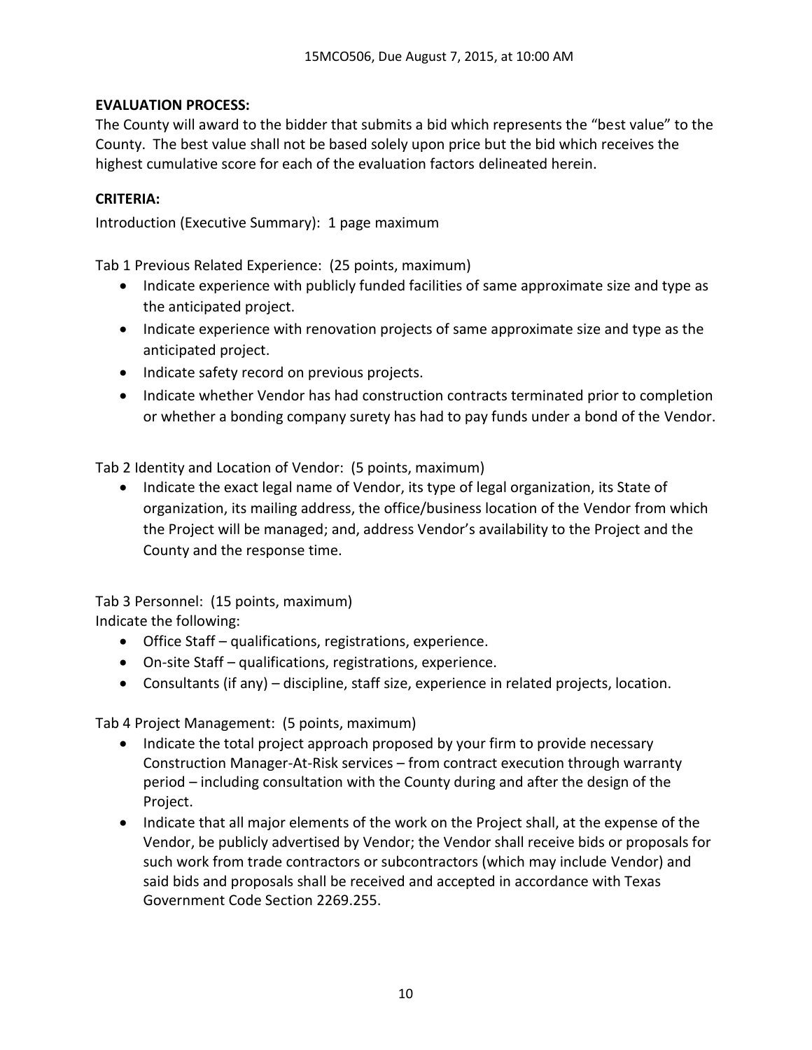**EVALUATION PROCESS:**

The County will award to the bidder that submits a bid which represents the "best value" to the County. The best value shall not be based solely upon price but the bid which receives the highest cumulative score for each of the evaluation factors delineated herein.

**CRITERIA:**

Introduction (Executive Summary): 1 page maximum

Tab 1 Previous Related Experience: (25 points, maximum)

- Indicate experience with publicly funded facilities of same approximate size and type as the anticipated project.
- Indicate experience with renovation projects of same approximate size and type as the anticipated project.
- Indicate safety record on previous projects.
- Indicate whether Vendor has had construction contracts terminated prior to completion or whether a bonding company surety has had to pay funds under a bond of the Vendor.

Tab 2 Identity and Location of Vendor: (5 points, maximum)

- Indicate the exact legal name of Vendor, its type of legal organization, its State of organization, its mailing address, the office/business location of the Vendor from which the Project will be managed; and, address Vendor's availability to the Project and the County and the response time.

Tab 3 Personnel: (15 points, maximum)

Indicate the following:

- Office Staff – qualifications, registrations, experience.
- On-site Staff – qualifications, registrations, experience.
- Consultants (if any) – discipline, staff size, experience in related projects, location.

Tab 4 Project Management: (5 points, maximum)

- Indicate the total project approach proposed by your firm to provide necessary Construction Manager-At-Risk services – from contract execution through warranty period – including consultation with the County during and after the design of the Project.
- Indicate that all major elements of the work on the Project shall, at the expense of the Vendor, be publicly advertised by Vendor; the Vendor shall receive bids or proposals for such work from trade contractors or subcontractors (which may include Vendor) and said bids and proposals shall be received and accepted in accordance with Texas Government Code Section 2269.255.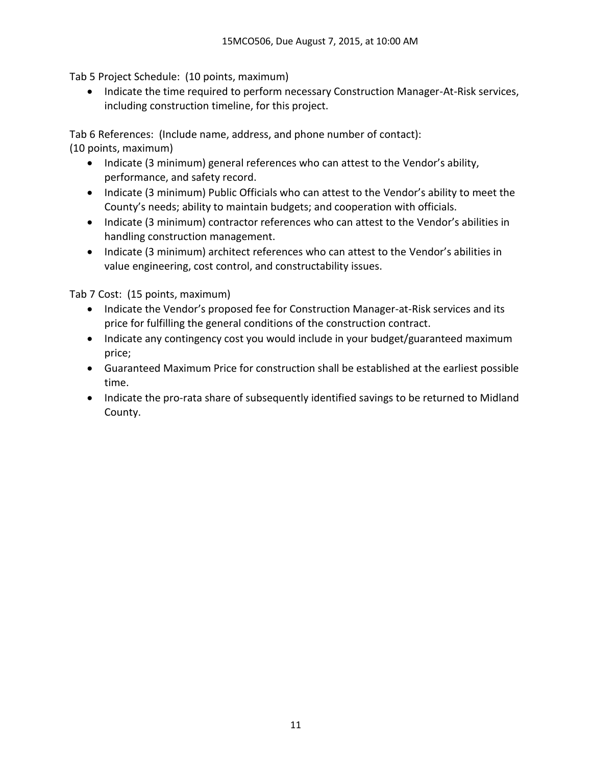Tab 5 Project Schedule: (10 points, maximum)

- Indicate the time required to perform necessary Construction Manager-At-Risk services, including construction timeline, for this project.

Tab 6 References: (Include name, address, and phone number of contact):
(10 points, maximum)

- Indicate (3 minimum) general references who can attest to the Vendor's ability, performance, and safety record.
- Indicate (3 minimum) Public Officials who can attest to the Vendor's ability to meet the County's needs; ability to maintain budgets; and cooperation with officials.
- Indicate (3 minimum) contractor references who can attest to the Vendor's abilities in handling construction management.
- Indicate (3 minimum) architect references who can attest to the Vendor's abilities in value engineering, cost control, and constructability issues.

Tab 7 Cost: (15 points, maximum)

- Indicate the Vendor's proposed fee for Construction Manager-at-Risk services and its price for fulfilling the general conditions of the construction contract.
- Indicate any contingency cost you would include in your budget/guaranteed maximum price;
- Guaranteed Maximum Price for construction shall be established at the earliest possible time.
- Indicate the pro-rata share of subsequently identified savings to be returned to Midland County.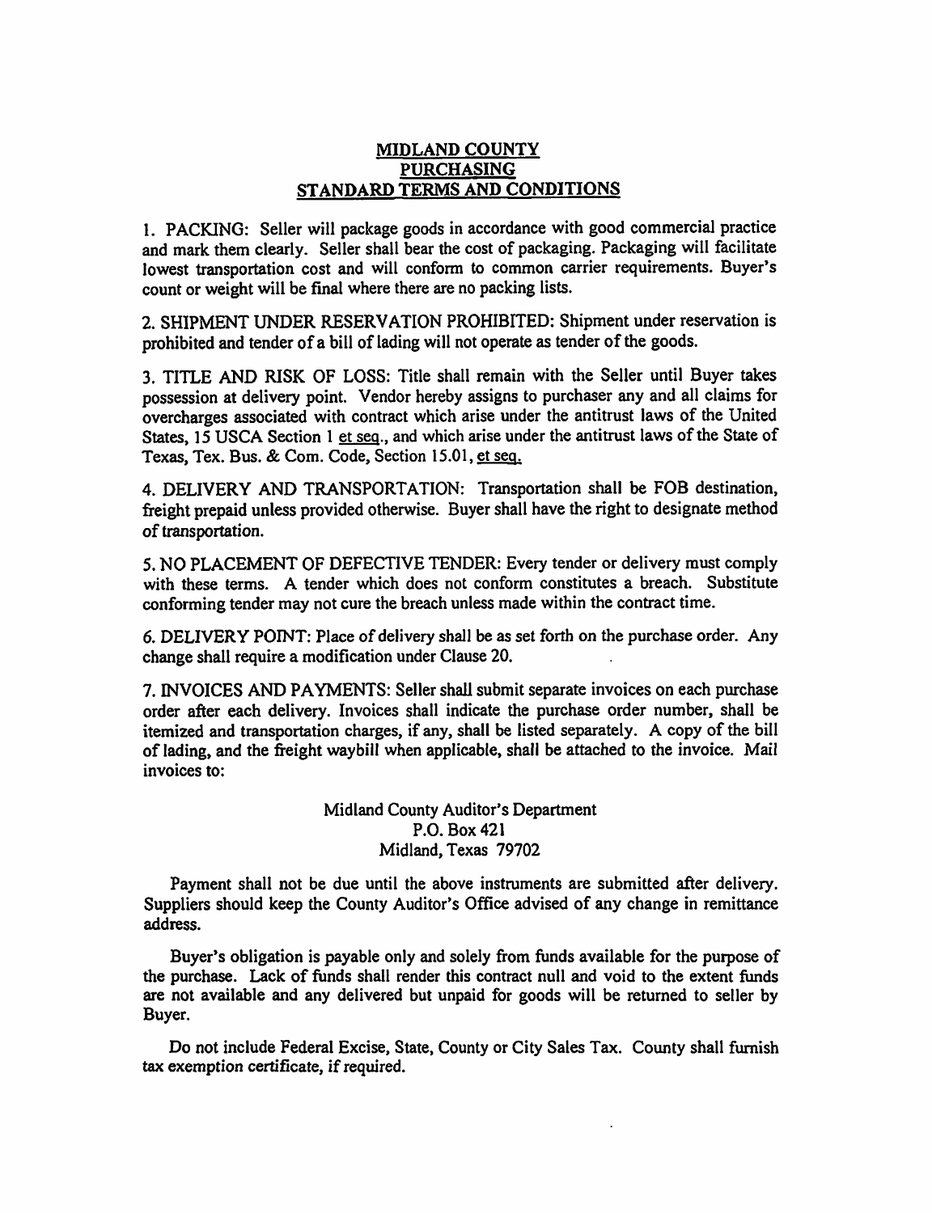# MIDLAND COUNTY
# PURCHASING
# STANDARD TERMS AND CONDITIONS

1. PACKING: Seller will package goods in accordance with good commercial practice and mark them clearly. Seller shall bear the cost of packaging. Packaging will facilitate lowest transportation cost and will conform to common carrier requirements. Buyer's count or weight will be final where there are no packing lists.

2. SHIPMENT UNDER RESERVATION PROHIBITED: Shipment under reservation is prohibited and tender of a bill of lading will not operate as tender of the goods.

3. TITLE AND RISK OF LOSS: Title shall remain with the Seller until Buyer takes possession at delivery point. Vendor hereby assigns to purchaser any and all claims for overcharges associated with contract which arise under the antitrust laws of the United States, 15 USCA Section 1 et seq., and which arise under the antitrust laws of the State of Texas, Tex. Bus. & Com. Code, Section 15.01, et seq.

4. DELIVERY AND TRANSPORTATION: Transportation shall be FOB destination, freight prepaid unless provided otherwise. Buyer shall have the right to designate method of transportation.

5. NO PLACEMENT OF DEFECTIVE TENDER: Every tender or delivery must comply with these terms. A tender which does not conform constitutes a breach. Substitute conforming tender may not cure the breach unless made within the contract time.

6. DELIVERY POINT: Place of delivery shall be as set forth on the purchase order. Any change shall require a modification under Clause 20.

7. INVOICES AND PAYMENTS: Seller shall submit separate invoices on each purchase order after each delivery. Invoices shall indicate the purchase order number, shall be itemized and transportation charges, if any, shall be listed separately. A copy of the bill of lading, and the freight waybill when applicable, shall be attached to the invoice. Mail invoices to:

Midland County Auditor's Department
P.O. Box 421
Midland, Texas 79702

Payment shall not be due until the above instruments are submitted after delivery. Suppliers should keep the County Auditor's Office advised of any change in remittance address.

Buyer's obligation is payable only and solely from funds available for the purpose of the purchase. Lack of funds shall render this contract null and void to the extent funds are not available and any delivered but unpaid for goods will be returned to seller by Buyer.

Do not include Federal Excise, State, County or City Sales Tax. County shall furnish tax exemption certificate, if required.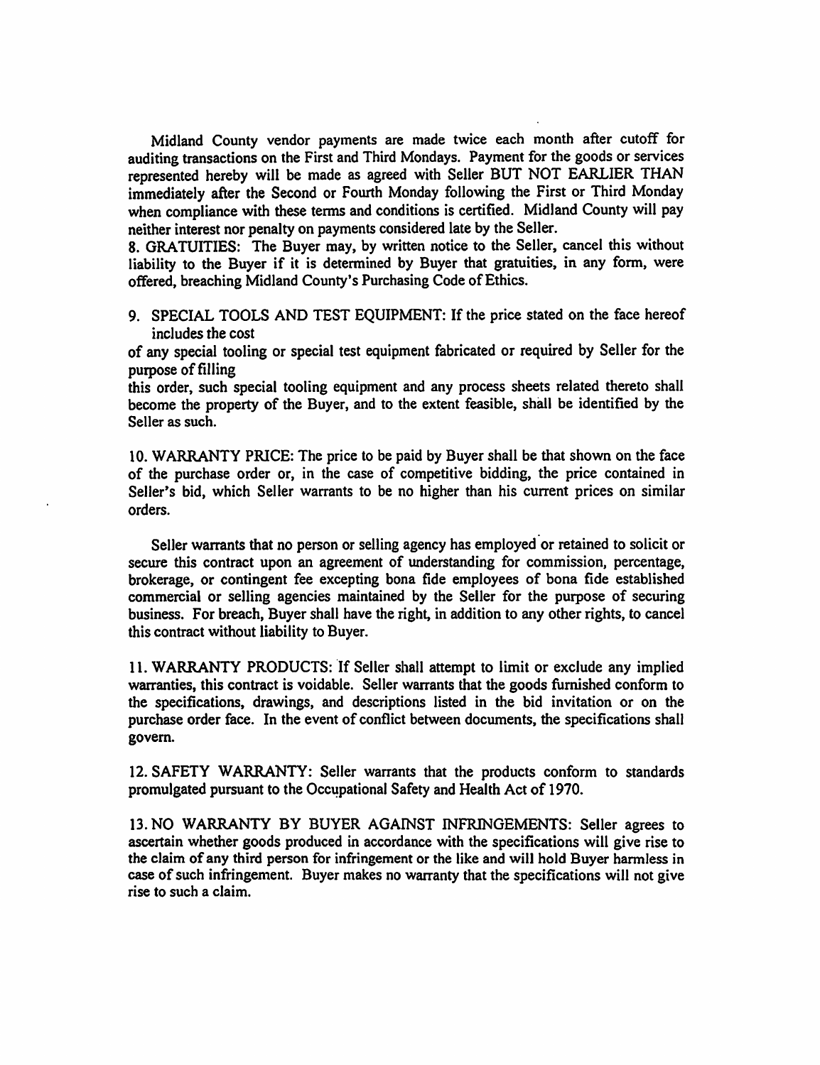Midland County vendor payments are made twice each month after cutoff for auditing transactions on the First and Third Mondays. Payment for the goods or services represented hereby will be made as agreed with Seller BUT NOT EARLIER THAN immediately after the Second or Fourth Monday following the First or Third Monday when compliance with these terms and conditions is certified. Midland County will pay neither interest nor penalty on payments considered late by the Seller.

8. GRATUITIES: The Buyer may, by written notice to the Seller, cancel this without liability to the Buyer if it is determined by Buyer that gratuities, in any form, were offered, breaching Midland County's Purchasing Code of Ethics.

9. SPECIAL TOOLS AND TEST EQUIPMENT: If the price stated on the face hereof includes the cost of any special tooling or special test equipment fabricated or required by Seller for the purpose of filling this order, such special tooling equipment and any process sheets related thereto shall become the property of the Buyer, and to the extent feasible, shall be identified by the Seller as such.

10. WARRANTY PRICE: The price to be paid by Buyer shall be that shown on the face of the purchase order or, in the case of competitive bidding, the price contained in Seller's bid, which Seller warrants to be no higher than his current prices on similar orders.

Seller warrants that no person or selling agency has employed or retained to solicit or secure this contract upon an agreement of understanding for commission, percentage, brokerage, or contingent fee excepting bona fide employees of bona fide established commercial or selling agencies maintained by the Seller for the purpose of securing business. For breach, Buyer shall have the right, in addition to any other rights, to cancel this contract without liability to Buyer.

11. WARRANTY PRODUCTS: If Seller shall attempt to limit or exclude any implied warranties, this contract is voidable. Seller warrants that the goods furnished conform to the specifications, drawings, and descriptions listed in the bid invitation or on the purchase order face. In the event of conflict between documents, the specifications shall govern.

12. SAFETY WARRANTY: Seller warrants that the products conform to standards promulgated pursuant to the Occupational Safety and Health Act of 1970.

13. NO WARRANTY BY BUYER AGAINST INFRINGEMENTS: Seller agrees to ascertain whether goods produced in accordance with the specifications will give rise to the claim of any third person for infringement or the like and will hold Buyer harmless in case of such infringement. Buyer makes no warranty that the specifications will not give rise to such a claim.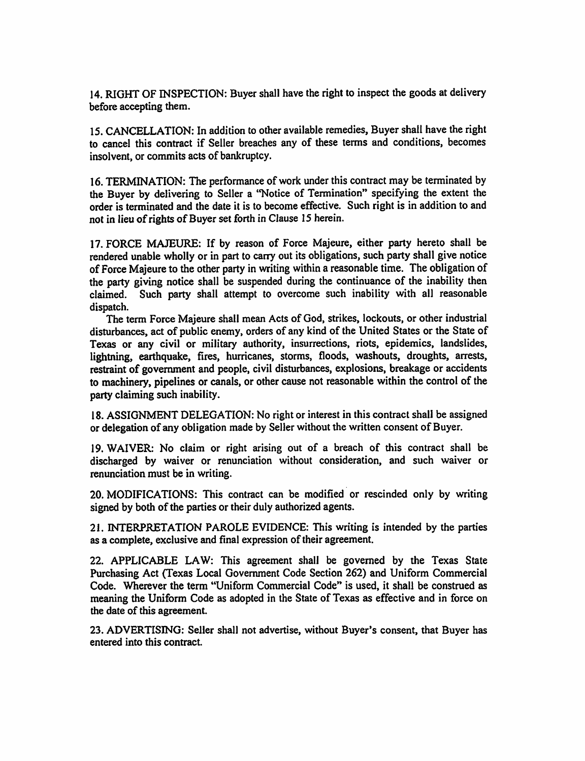14. RIGHT OF INSPECTION: Buyer shall have the right to inspect the goods at delivery before accepting them.

15. CANCELLATION: In addition to other available remedies, Buyer shall have the right to cancel this contract if Seller breaches any of these terms and conditions, becomes insolvent, or commits acts of bankruptcy.

16. TERMINATION: The performance of work under this contract may be terminated by the Buyer by delivering to Seller a "Notice of Termination" specifying the extent the order is terminated and the date it is to become effective. Such right is in addition to and not in lieu of rights of Buyer set forth in Clause 15 herein.

17. FORCE MAJEURE: If by reason of Force Majeure, either party hereto shall be rendered unable wholly or in part to carry out its obligations, such party shall give notice of Force Majeure to the other party in writing within a reasonable time. The obligation of the party giving notice shall be suspended during the continuance of the inability then claimed. Such party shall attempt to overcome such inability with all reasonable dispatch.

The term Force Majeure shall mean Acts of God, strikes, lockouts, or other industrial disturbances, act of public enemy, orders of any kind of the United States or the State of Texas or any civil or military authority, insurrections, riots, epidemics, landslides, lightning, earthquake, fires, hurricanes, storms, floods, washouts, droughts, arrests, restraint of government and people, civil disturbances, explosions, breakage or accidents to machinery, pipelines or canals, or other cause not reasonable within the control of the party claiming such inability.

18. ASSIGNMENT DELEGATION: No right or interest in this contract shall be assigned or delegation of any obligation made by Seller without the written consent of Buyer.

19. WAIVER: No claim or right arising out of a breach of this contract shall be discharged by waiver or renunciation without consideration, and such waiver or renunciation must be in writing.

20. MODIFICATIONS: This contract can be modified or rescinded only by writing signed by both of the parties or their duly authorized agents.

21. INTERPRETATION PAROLE EVIDENCE: This writing is intended by the parties as a complete, exclusive and final expression of their agreement.

22. APPLICABLE LAW: This agreement shall be governed by the Texas State Purchasing Act (Texas Local Government Code Section 262) and Uniform Commercial Code. Wherever the term "Uniform Commercial Code" is used, it shall be construed as meaning the Uniform Code as adopted in the State of Texas as effective and in force on the date of this agreement.

23. ADVERTISING: Seller shall not advertise, without Buyer's consent, that Buyer has entered into this contract.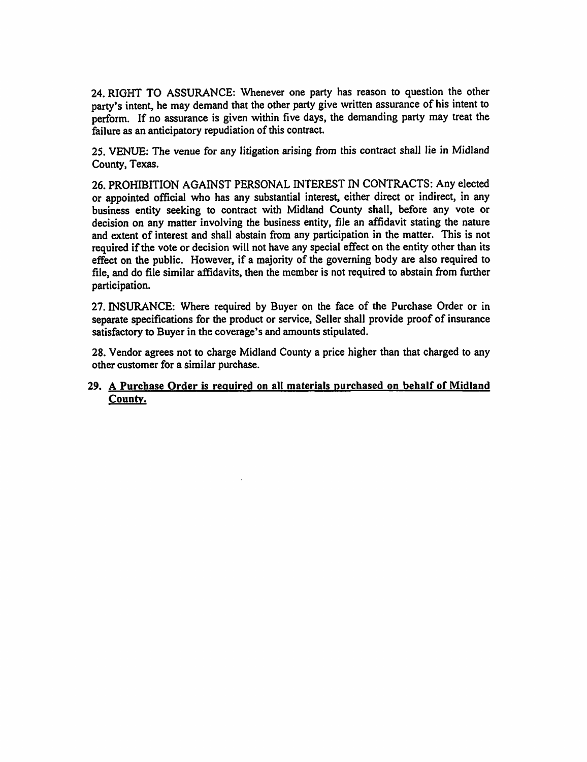24. RIGHT TO ASSURANCE: Whenever one party has reason to question the other party's intent, he may demand that the other party give written assurance of his intent to perform. If no assurance is given within five days, the demanding party may treat the failure as an anticipatory repudiation of this contract.

25. VENUE: The venue for any litigation arising from this contract shall lie in Midland County, Texas.

26. PROHIBITION AGAINST PERSONAL INTEREST IN CONTRACTS: Any elected or appointed official who has any substantial interest, either direct or indirect, in any business entity seeking to contract with Midland County shall, before any vote or decision on any matter involving the business entity, file an affidavit stating the nature and extent of interest and shall abstain from any participation in the matter. This is not required if the vote or decision will not have any special effect on the entity other than its effect on the public. However, if a majority of the governing body are also required to file, and do file similar affidavits, then the member is not required to abstain from further participation.

27. INSURANCE: Where required by Buyer on the face of the Purchase Order or in separate specifications for the product or service, Seller shall provide proof of insurance satisfactory to Buyer in the coverage's and amounts stipulated.

28. Vendor agrees not to charge Midland County a price higher than that charged to any other customer for a similar purchase.

29. **A Purchase Order is required on all materials purchased on behalf of Midland County.**